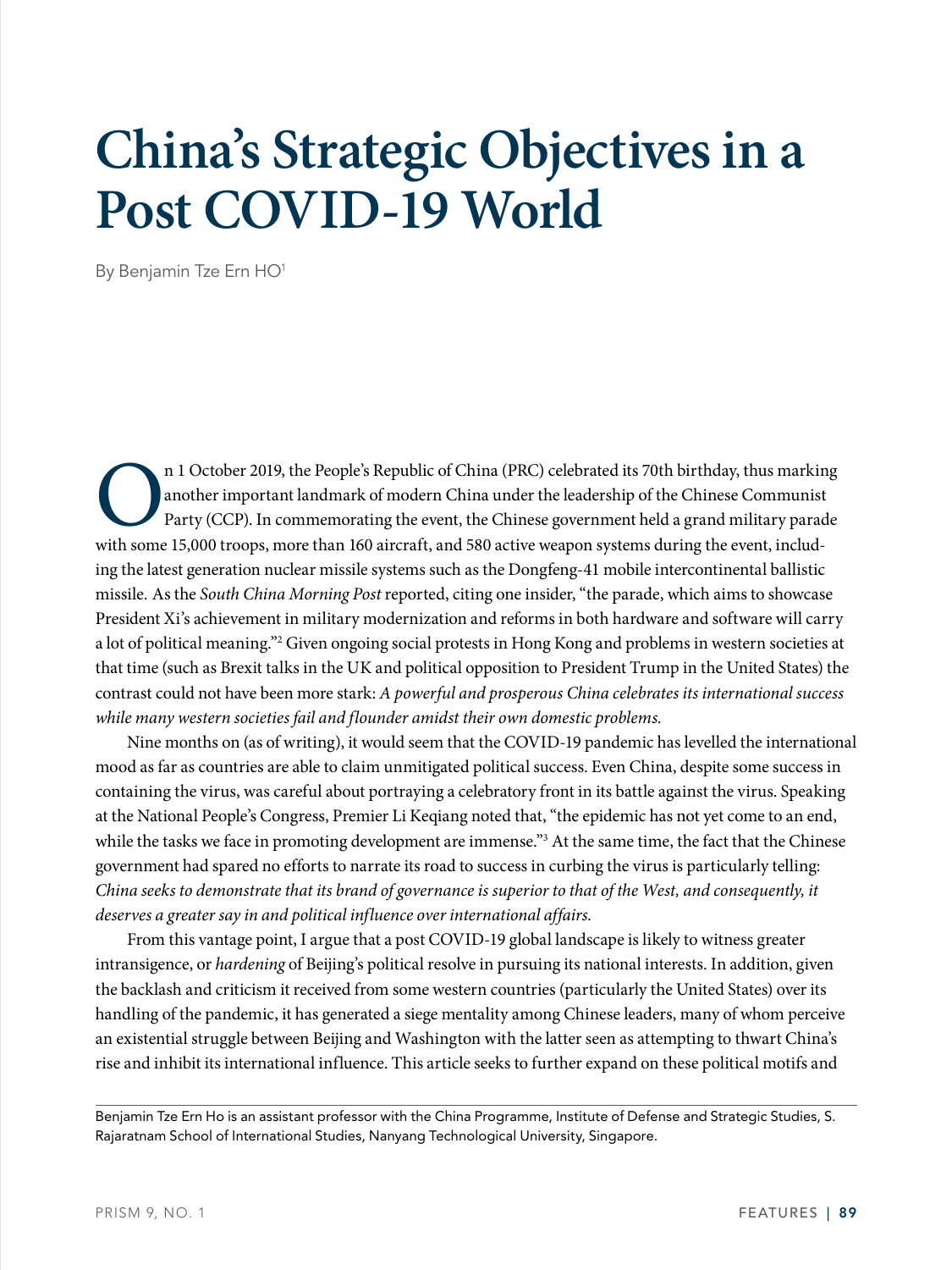# China's Strategic Objectives in a Post COVID-19 World

By Benjamin Tze Ern HO[1]

On 1 October 2019, the People's Republic of China (PRC) celebrated its 70th birthday, thus marking another important landmark of modern China under the leadership of the Chinese Communist Party (CCP). In commemorating the event, the Chinese government held a grand military parade with some 15,000 troops, more than 160 aircraft, and 580 active weapon systems during the event, including the latest generation nuclear missile systems such as the Dongfeng-41 mobile intercontinental ballistic missile. As the *South China Morning Post* reported, citing one insider, "the parade, which aims to showcase President Xi's achievement in military modernization and reforms in both hardware and software will carry a lot of political meaning."[2] Given ongoing social protests in Hong Kong and problems in western societies at that time (such as Brexit talks in the UK and political opposition to President Trump in the United States) the contrast could not have been more stark: *A powerful and prosperous China celebrates its international success while many western societies fail and flounder amidst their own domestic problems.*

Nine months on (as of writing), it would seem that the COVID-19 pandemic has levelled the international mood as far as countries are able to claim unmitigated political success. Even China, despite some success in containing the virus, was careful about portraying a celebratory front in its battle against the virus. Speaking at the National People's Congress, Premier Li Keqiang noted that, "the epidemic has not yet come to an end, while the tasks we face in promoting development are immense."[3] At the same time, the fact that the Chinese government had spared no efforts to narrate its road to success in curbing the virus is particularly telling: *China seeks to demonstrate that its brand of governance is superior to that of the West, and consequently, it deserves a greater say in and political influence over international affairs.*

From this vantage point, I argue that a post COVID-19 global landscape is likely to witness greater intransigence, or *hardening* of Beijing's political resolve in pursuing its national interests. In addition, given the backlash and criticism it received from some western countries (particularly the United States) over its handling of the pandemic, it has generated a siege mentality among Chinese leaders, many of whom perceive an existential struggle between Beijing and Washington with the latter seen as attempting to thwart China's rise and inhibit its international influence. This article seeks to further expand on these political motifs and

Benjamin Tze Ern Ho is an assistant professor with the China Programme, Institute of Defense and Strategic Studies, S. Rajaratnam School of International Studies, Nanyang Technological University, Singapore.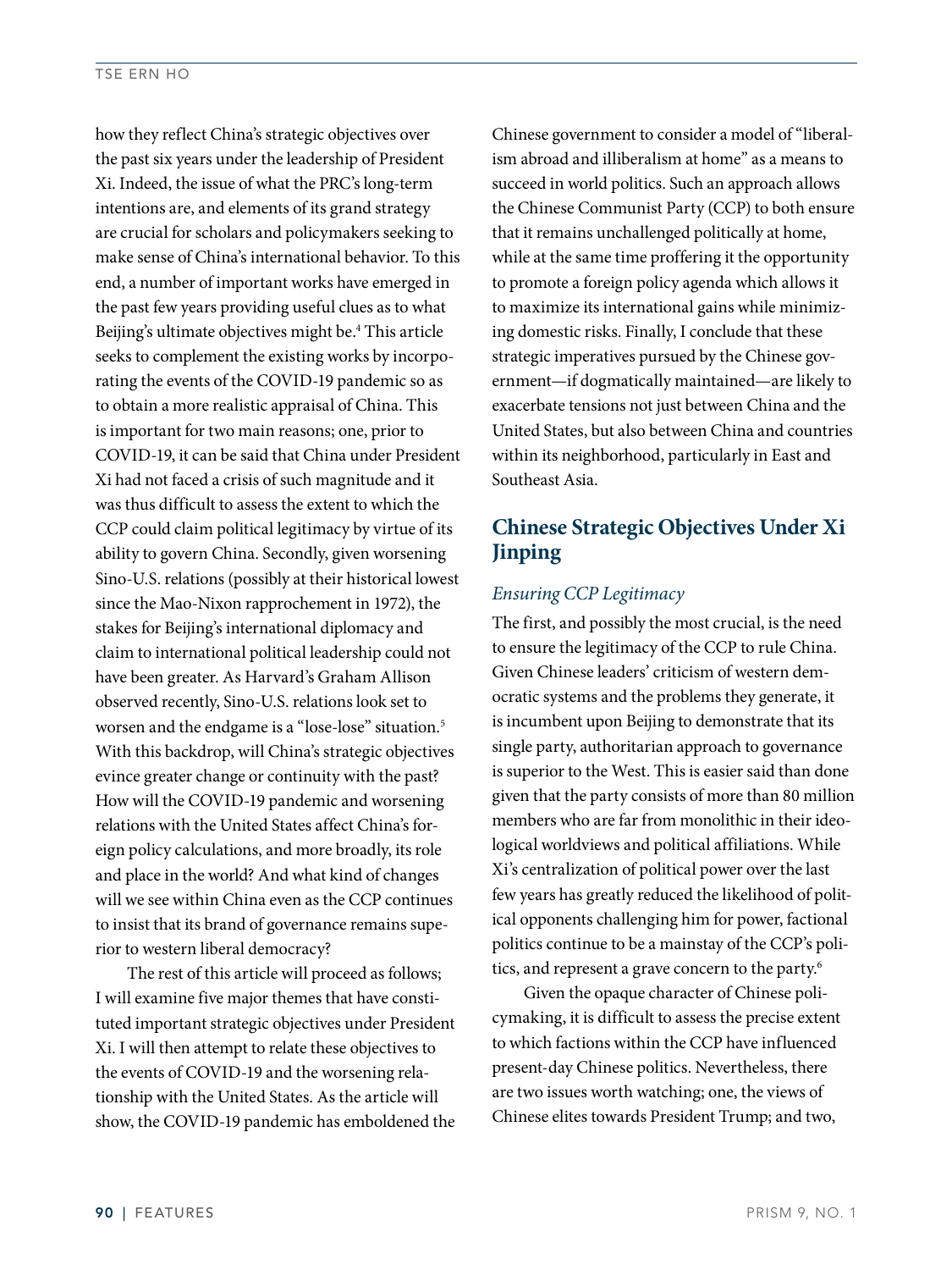how they reflect China's strategic objectives over the past six years under the leadership of President Xi. Indeed, the issue of what the PRC's long-term intentions are, and elements of its grand strategy are crucial for scholars and policymakers seeking to make sense of China's international behavior. To this end, a number of important works have emerged in the past few years providing useful clues as to what Beijing's ultimate objectives might be.[4] This article seeks to complement the existing works by incorporating the events of the COVID-19 pandemic so as to obtain a more realistic appraisal of China. This is important for two main reasons; one, prior to COVID-19, it can be said that China under President Xi had not faced a crisis of such magnitude and it was thus difficult to assess the extent to which the CCP could claim political legitimacy by virtue of its ability to govern China. Secondly, given worsening Sino-U.S. relations (possibly at their historical lowest since the Mao-Nixon rapprochement in 1972), the stakes for Beijing's international diplomacy and claim to international political leadership could not have been greater. As Harvard's Graham Allison observed recently, Sino-U.S. relations look set to worsen and the endgame is a "lose-lose" situation.[5] With this backdrop, will China's strategic objectives evince greater change or continuity with the past? How will the COVID-19 pandemic and worsening relations with the United States affect China's foreign policy calculations, and more broadly, its role and place in the world? And what kind of changes will we see within China even as the CCP continues to insist that its brand of governance remains superior to western liberal democracy?

The rest of this article will proceed as follows; I will examine five major themes that have constituted important strategic objectives under President Xi. I will then attempt to relate these objectives to the events of COVID-19 and the worsening relationship with the United States. As the article will show, the COVID-19 pandemic has emboldened the Chinese government to consider a model of "liberalism abroad and illiberalism at home" as a means to succeed in world politics. Such an approach allows the Chinese Communist Party (CCP) to both ensure that it remains unchallenged politically at home, while at the same time proffering it the opportunity to promote a foreign policy agenda which allows it to maximize its international gains while minimizing domestic risks. Finally, I conclude that these strategic imperatives pursued by the Chinese government—if dogmatically maintained—are likely to exacerbate tensions not just between China and the United States, but also between China and countries within its neighborhood, particularly in East and Southeast Asia.

## Chinese Strategic Objectives Under Xi Jinping

### *Ensuring CCP Legitimacy*

The first, and possibly the most crucial, is the need to ensure the legitimacy of the CCP to rule China. Given Chinese leaders' criticism of western democratic systems and the problems they generate, it is incumbent upon Beijing to demonstrate that its single party, authoritarian approach to governance is superior to the West. This is easier said than done given that the party consists of more than 80 million members who are far from monolithic in their ideological worldviews and political affiliations. While Xi's centralization of political power over the last few years has greatly reduced the likelihood of political opponents challenging him for power, factional politics continue to be a mainstay of the CCP's politics, and represent a grave concern to the party.[6]

Given the opaque character of Chinese policymaking, it is difficult to assess the precise extent to which factions within the CCP have influenced present-day Chinese politics. Nevertheless, there are two issues worth watching; one, the views of Chinese elites towards President Trump; and two,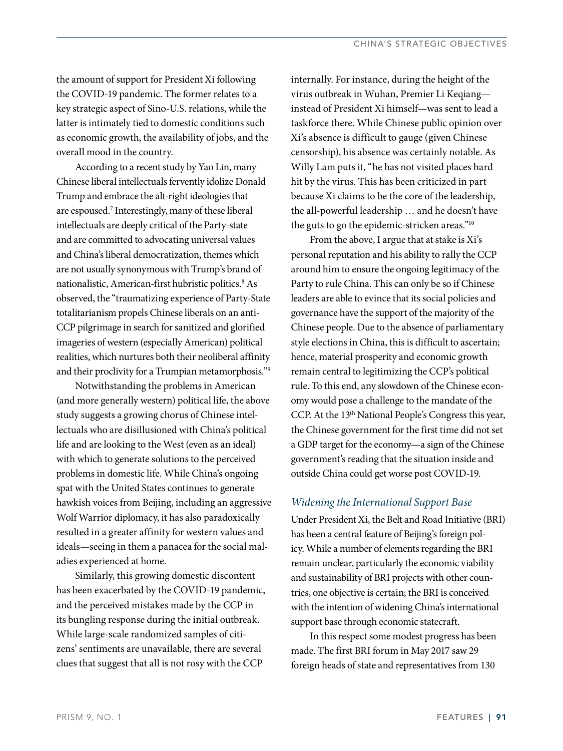the amount of support for President Xi following the COVID-19 pandemic. The former relates to a key strategic aspect of Sino-U.S. relations, while the latter is intimately tied to domestic conditions such as economic growth, the availability of jobs, and the overall mood in the country.

According to a recent study by Yao Lin, many Chinese liberal intellectuals fervently idolize Donald Trump and embrace the alt-right ideologies that are espoused.[7] Interestingly, many of these liberal intellectuals are deeply critical of the Party-state and are committed to advocating universal values and China's liberal democratization, themes which are not usually synonymous with Trump's brand of nationalistic, American-first hubristic politics.[8] As observed, the "traumatizing experience of Party-State totalitarianism propels Chinese liberals on an anti-CCP pilgrimage in search for sanitized and glorified imageries of western (especially American) political realities, which nurtures both their neoliberal affinity and their proclivity for a Trumpian metamorphosis."[9]

Notwithstanding the problems in American (and more generally western) political life, the above study suggests a growing chorus of Chinese intellectuals who are disillusioned with China's political life and are looking to the West (even as an ideal) with which to generate solutions to the perceived problems in domestic life. While China's ongoing spat with the United States continues to generate hawkish voices from Beijing, including an aggressive Wolf Warrior diplomacy, it has also paradoxically resulted in a greater affinity for western values and ideals—seeing in them a panacea for the social maladies experienced at home.

Similarly, this growing domestic discontent has been exacerbated by the COVID-19 pandemic, and the perceived mistakes made by the CCP in its bungling response during the initial outbreak. While large-scale randomized samples of citizens' sentiments are unavailable, there are several clues that suggest that all is not rosy with the CCP internally. For instance, during the height of the virus outbreak in Wuhan, Premier Li Keqiang—instead of President Xi himself—was sent to lead a taskforce there. While Chinese public opinion over Xi's absence is difficult to gauge (given Chinese censorship), his absence was certainly notable. As Willy Lam puts it, "he has not visited places hard hit by the virus. This has been criticized in part because Xi claims to be the core of the leadership, the all-powerful leadership … and he doesn't have the guts to go the epidemic-stricken areas."[10]

From the above, I argue that at stake is Xi's personal reputation and his ability to rally the CCP around him to ensure the ongoing legitimacy of the Party to rule China. This can only be so if Chinese leaders are able to evince that its social policies and governance have the support of the majority of the Chinese people. Due to the absence of parliamentary style elections in China, this is difficult to ascertain; hence, material prosperity and economic growth remain central to legitimizing the CCP's political rule. To this end, any slowdown of the Chinese economy would pose a challenge to the mandate of the CCP. At the 13th National People's Congress this year, the Chinese government for the first time did not set a GDP target for the economy—a sign of the Chinese government's reading that the situation inside and outside China could get worse post COVID-19.

### *Widening the International Support Base*

Under President Xi, the Belt and Road Initiative (BRI) has been a central feature of Beijing's foreign policy. While a number of elements regarding the BRI remain unclear, particularly the economic viability and sustainability of BRI projects with other countries, one objective is certain; the BRI is conceived with the intention of widening China's international support base through economic statecraft.

In this respect some modest progress has been made. The first BRI forum in May 2017 saw 29 foreign heads of state and representatives from 130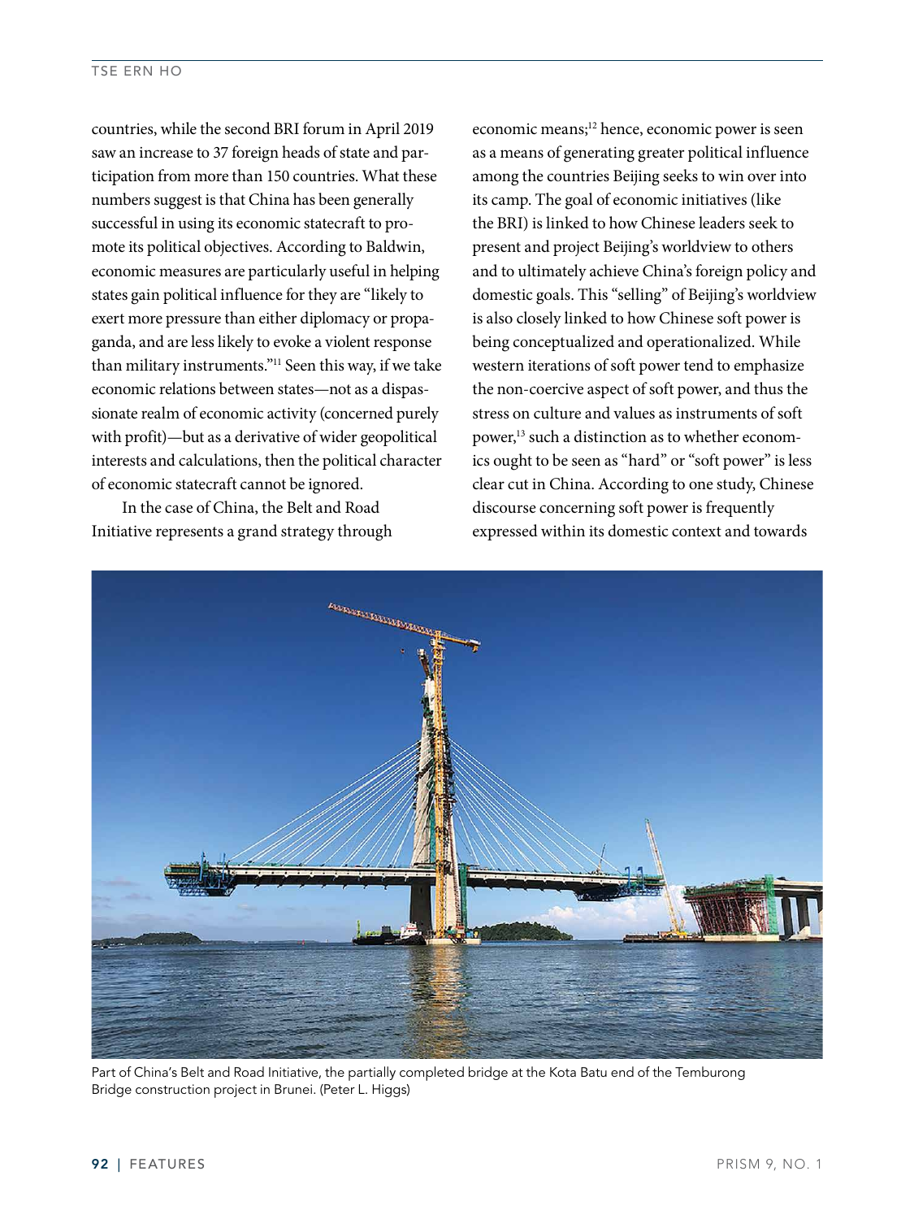countries, while the second BRI forum in April 2019 saw an increase to 37 foreign heads of state and participation from more than 150 countries. What these numbers suggest is that China has been generally successful in using its economic statecraft to promote its political objectives. According to Baldwin, economic measures are particularly useful in helping states gain political influence for they are "likely to exert more pressure than either diplomacy or propaganda, and are less likely to evoke a violent response than military instruments."[11] Seen this way, if we take economic relations between states—not as a dispassionate realm of economic activity (concerned purely with profit)—but as a derivative of wider geopolitical interests and calculations, then the political character of economic statecraft cannot be ignored.

In the case of China, the Belt and Road Initiative represents a grand strategy through economic means;[12] hence, economic power is seen as a means of generating greater political influence among the countries Beijing seeks to win over into its camp. The goal of economic initiatives (like the BRI) is linked to how Chinese leaders seek to present and project Beijing's worldview to others and to ultimately achieve China's foreign policy and domestic goals. This "selling" of Beijing's worldview is also closely linked to how Chinese soft power is being conceptualized and operationalized. While western iterations of soft power tend to emphasize the non-coercive aspect of soft power, and thus the stress on culture and values as instruments of soft power,[13] such a distinction as to whether economics ought to be seen as "hard" or "soft power" is less clear cut in China. According to one study, Chinese discourse concerning soft power is frequently expressed within its domestic context and towards

Part of China's Belt and Road Initiative, the partially completed bridge at the Kota Batu end of the Temburong Bridge construction project in Brunei. (Peter L. Higgs)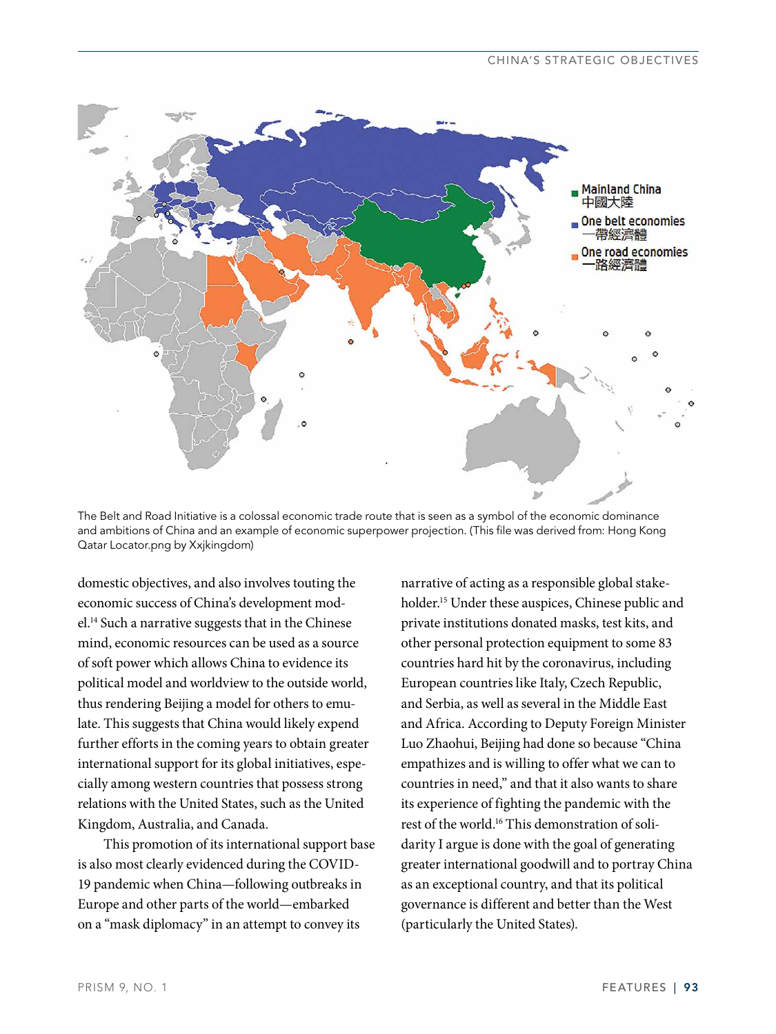The Belt and Road Initiative is a colossal economic trade route that is seen as a symbol of the economic dominance and ambitions of China and an example of economic superpower projection. (This file was derived from: Hong Kong Qatar Locator.png by Xxjkingdom)

domestic objectives, and also involves touting the economic success of China's development model.[14] Such a narrative suggests that in the Chinese mind, economic resources can be used as a source of soft power which allows China to evidence its political model and worldview to the outside world, thus rendering Beijing a model for others to emulate. This suggests that China would likely expend further efforts in the coming years to obtain greater international support for its global initiatives, especially among western countries that possess strong relations with the United States, such as the United Kingdom, Australia, and Canada.

This promotion of its international support base is also most clearly evidenced during the COVID-19 pandemic when China—following outbreaks in Europe and other parts of the world—embarked on a "mask diplomacy" in an attempt to convey its narrative of acting as a responsible global stakeholder.[15] Under these auspices, Chinese public and private institutions donated masks, test kits, and other personal protection equipment to some 83 countries hard hit by the coronavirus, including European countries like Italy, Czech Republic, and Serbia, as well as several in the Middle East and Africa. According to Deputy Foreign Minister Luo Zhaohui, Beijing had done so because "China empathizes and is willing to offer what we can to countries in need," and that it also wants to share its experience of fighting the pandemic with the rest of the world.[16] This demonstration of solidarity I argue is done with the goal of generating greater international goodwill and to portray China as an exceptional country, and that its political governance is different and better than the West (particularly the United States).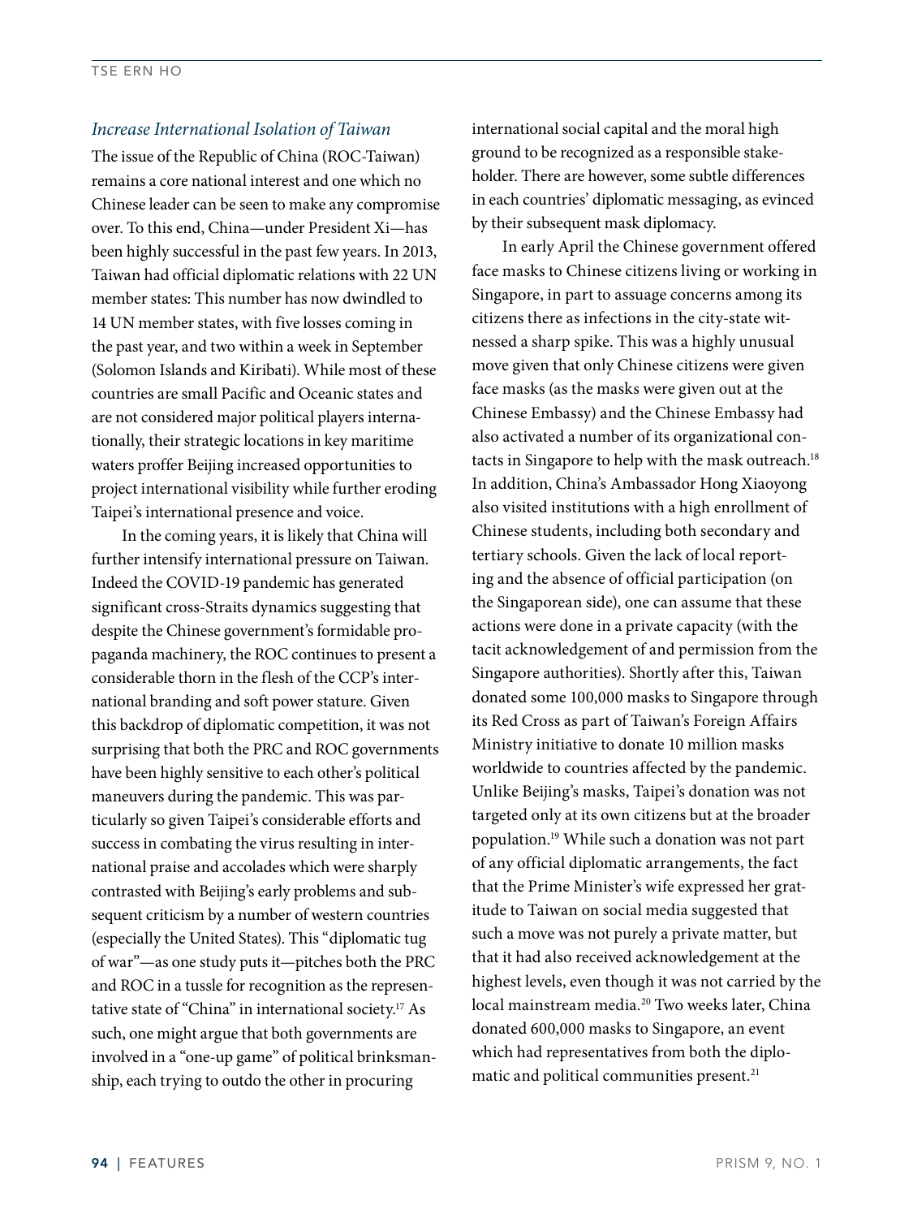### *Increase International Isolation of Taiwan*

The issue of the Republic of China (ROC-Taiwan) remains a core national interest and one which no Chinese leader can be seen to make any compromise over. To this end, China—under President Xi—has been highly successful in the past few years. In 2013, Taiwan had official diplomatic relations with 22 UN member states: This number has now dwindled to 14 UN member states, with five losses coming in the past year, and two within a week in September (Solomon Islands and Kiribati). While most of these countries are small Pacific and Oceanic states and are not considered major political players internationally, their strategic locations in key maritime waters proffer Beijing increased opportunities to project international visibility while further eroding Taipei's international presence and voice.

In the coming years, it is likely that China will further intensify international pressure on Taiwan. Indeed the COVID-19 pandemic has generated significant cross-Straits dynamics suggesting that despite the Chinese government's formidable propaganda machinery, the ROC continues to present a considerable thorn in the flesh of the CCP's international branding and soft power stature. Given this backdrop of diplomatic competition, it was not surprising that both the PRC and ROC governments have been highly sensitive to each other's political maneuvers during the pandemic. This was particularly so given Taipei's considerable efforts and success in combating the virus resulting in international praise and accolades which were sharply contrasted with Beijing's early problems and subsequent criticism by a number of western countries (especially the United States). This "diplomatic tug of war"—as one study puts it—pitches both the PRC and ROC in a tussle for recognition as the representative state of "China" in international society.[17] As such, one might argue that both governments are involved in a "one-up game" of political brinksmanship, each trying to outdo the other in procuring international social capital and the moral high ground to be recognized as a responsible stakeholder. There are however, some subtle differences in each countries' diplomatic messaging, as evinced by their subsequent mask diplomacy.

In early April the Chinese government offered face masks to Chinese citizens living or working in Singapore, in part to assuage concerns among its citizens there as infections in the city-state witnessed a sharp spike. This was a highly unusual move given that only Chinese citizens were given face masks (as the masks were given out at the Chinese Embassy) and the Chinese Embassy had also activated a number of its organizational contacts in Singapore to help with the mask outreach.[18] In addition, China's Ambassador Hong Xiaoyong also visited institutions with a high enrollment of Chinese students, including both secondary and tertiary schools. Given the lack of local reporting and the absence of official participation (on the Singaporean side), one can assume that these actions were done in a private capacity (with the tacit acknowledgement of and permission from the Singapore authorities). Shortly after this, Taiwan donated some 100,000 masks to Singapore through its Red Cross as part of Taiwan's Foreign Affairs Ministry initiative to donate 10 million masks worldwide to countries affected by the pandemic. Unlike Beijing's masks, Taipei's donation was not targeted only at its own citizens but at the broader population.[19] While such a donation was not part of any official diplomatic arrangements, the fact that the Prime Minister's wife expressed her gratitude to Taiwan on social media suggested that such a move was not purely a private matter, but that it had also received acknowledgement at the highest levels, even though it was not carried by the local mainstream media.[20] Two weeks later, China donated 600,000 masks to Singapore, an event which had representatives from both the diplomatic and political communities present.[21]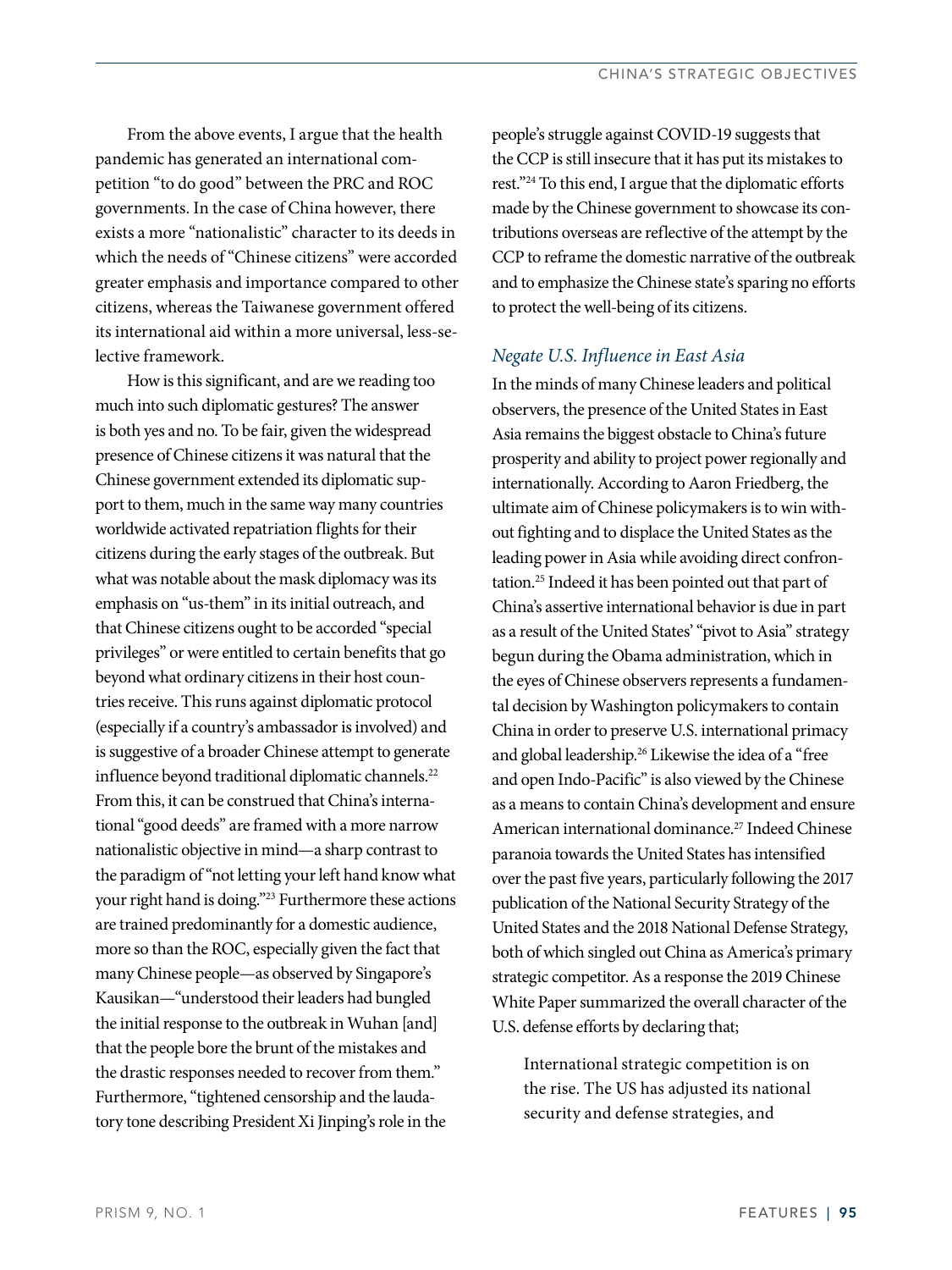From the above events, I argue that the health pandemic has generated an international competition "to do good" between the PRC and ROC governments. In the case of China however, there exists a more "nationalistic" character to its deeds in which the needs of "Chinese citizens" were accorded greater emphasis and importance compared to other citizens, whereas the Taiwanese government offered its international aid within a more universal, less-selective framework.

How is this significant, and are we reading too much into such diplomatic gestures? The answer is both yes and no. To be fair, given the widespread presence of Chinese citizens it was natural that the Chinese government extended its diplomatic support to them, much in the same way many countries worldwide activated repatriation flights for their citizens during the early stages of the outbreak. But what was notable about the mask diplomacy was its emphasis on "us-them" in its initial outreach, and that Chinese citizens ought to be accorded "special privileges" or were entitled to certain benefits that go beyond what ordinary citizens in their host countries receive. This runs against diplomatic protocol (especially if a country's ambassador is involved) and is suggestive of a broader Chinese attempt to generate influence beyond traditional diplomatic channels.[22] From this, it can be construed that China's international "good deeds" are framed with a more narrow nationalistic objective in mind—a sharp contrast to the paradigm of "not letting your left hand know what your right hand is doing."[23] Furthermore these actions are trained predominantly for a domestic audience, more so than the ROC, especially given the fact that many Chinese people—as observed by Singapore's Kausikan—"understood their leaders had bungled the initial response to the outbreak in Wuhan [and] that the people bore the brunt of the mistakes and the drastic responses needed to recover from them." Furthermore, "tightened censorship and the laudatory tone describing President Xi Jinping's role in the people's struggle against COVID-19 suggests that the CCP is still insecure that it has put its mistakes to rest."[24] To this end, I argue that the diplomatic efforts made by the Chinese government to showcase its contributions overseas are reflective of the attempt by the CCP to reframe the domestic narrative of the outbreak and to emphasize the Chinese state's sparing no efforts to protect the well-being of its citizens.

### *Negate U.S. Influence in East Asia*

In the minds of many Chinese leaders and political observers, the presence of the United States in East Asia remains the biggest obstacle to China's future prosperity and ability to project power regionally and internationally. According to Aaron Friedberg, the ultimate aim of Chinese policymakers is to win without fighting and to displace the United States as the leading power in Asia while avoiding direct confrontation.[25] Indeed it has been pointed out that part of China's assertive international behavior is due in part as a result of the United States' "pivot to Asia" strategy begun during the Obama administration, which in the eyes of Chinese observers represents a fundamental decision by Washington policymakers to contain China in order to preserve U.S. international primacy and global leadership.[26] Likewise the idea of a "free and open Indo-Pacific" is also viewed by the Chinese as a means to contain China's development and ensure American international dominance.[27] Indeed Chinese paranoia towards the United States has intensified over the past five years, particularly following the 2017 publication of the National Security Strategy of the United States and the 2018 National Defense Strategy, both of which singled out China as America's primary strategic competitor. As a response the 2019 Chinese White Paper summarized the overall character of the U.S. defense efforts by declaring that;

> International strategic competition is on the rise. The US has adjusted its national security and defense strategies, and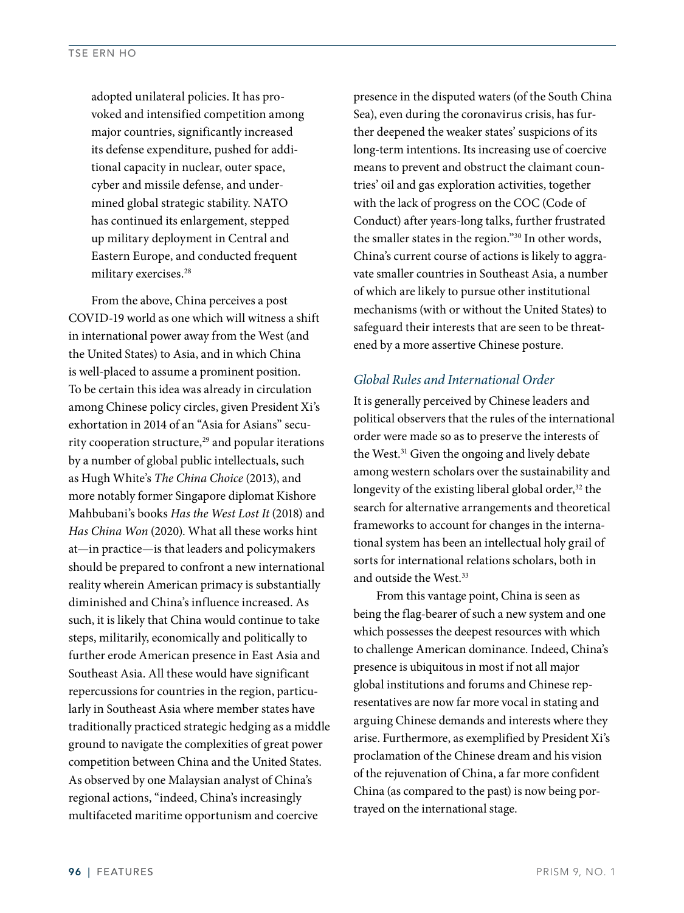> adopted unilateral policies. It has provoked and intensified competition among major countries, significantly increased its defense expenditure, pushed for additional capacity in nuclear, outer space, cyber and missile defense, and undermined global strategic stability. NATO has continued its enlargement, stepped up military deployment in Central and Eastern Europe, and conducted frequent military exercises.[28]

From the above, China perceives a post COVID-19 world as one which will witness a shift in international power away from the West (and the United States) to Asia, and in which China is well-placed to assume a prominent position. To be certain this idea was already in circulation among Chinese policy circles, given President Xi's exhortation in 2014 of an "Asia for Asians" security cooperation structure,[29] and popular iterations by a number of global public intellectuals, such as Hugh White's *The China Choice* (2013), and more notably former Singapore diplomat Kishore Mahbubani's books *Has the West Lost It* (2018) and *Has China Won* (2020). What all these works hint at—in practice—is that leaders and policymakers should be prepared to confront a new international reality wherein American primacy is substantially diminished and China's influence increased. As such, it is likely that China would continue to take steps, militarily, economically and politically to further erode American presence in East Asia and Southeast Asia. All these would have significant repercussions for countries in the region, particularly in Southeast Asia where member states have traditionally practiced strategic hedging as a middle ground to navigate the complexities of great power competition between China and the United States. As observed by one Malaysian analyst of China's regional actions, "indeed, China's increasingly multifaceted maritime opportunism and coercive presence in the disputed waters (of the South China Sea), even during the coronavirus crisis, has further deepened the weaker states' suspicions of its long-term intentions. Its increasing use of coercive means to prevent and obstruct the claimant countries' oil and gas exploration activities, together with the lack of progress on the COC (Code of Conduct) after years-long talks, further frustrated the smaller states in the region."[30] In other words, China's current course of actions is likely to aggravate smaller countries in Southeast Asia, a number of which are likely to pursue other institutional mechanisms (with or without the United States) to safeguard their interests that are seen to be threatened by a more assertive Chinese posture.

### *Global Rules and International Order*

It is generally perceived by Chinese leaders and political observers that the rules of the international order were made so as to preserve the interests of the West.[31] Given the ongoing and lively debate among western scholars over the sustainability and longevity of the existing liberal global order,[32] the search for alternative arrangements and theoretical frameworks to account for changes in the international system has been an intellectual holy grail of sorts for international relations scholars, both in and outside the West.[33]

From this vantage point, China is seen as being the flag-bearer of such a new system and one which possesses the deepest resources with which to challenge American dominance. Indeed, China's presence is ubiquitous in most if not all major global institutions and forums and Chinese representatives are now far more vocal in stating and arguing Chinese demands and interests where they arise. Furthermore, as exemplified by President Xi's proclamation of the Chinese dream and his vision of the rejuvenation of China, a far more confident China (as compared to the past) is now being portrayed on the international stage.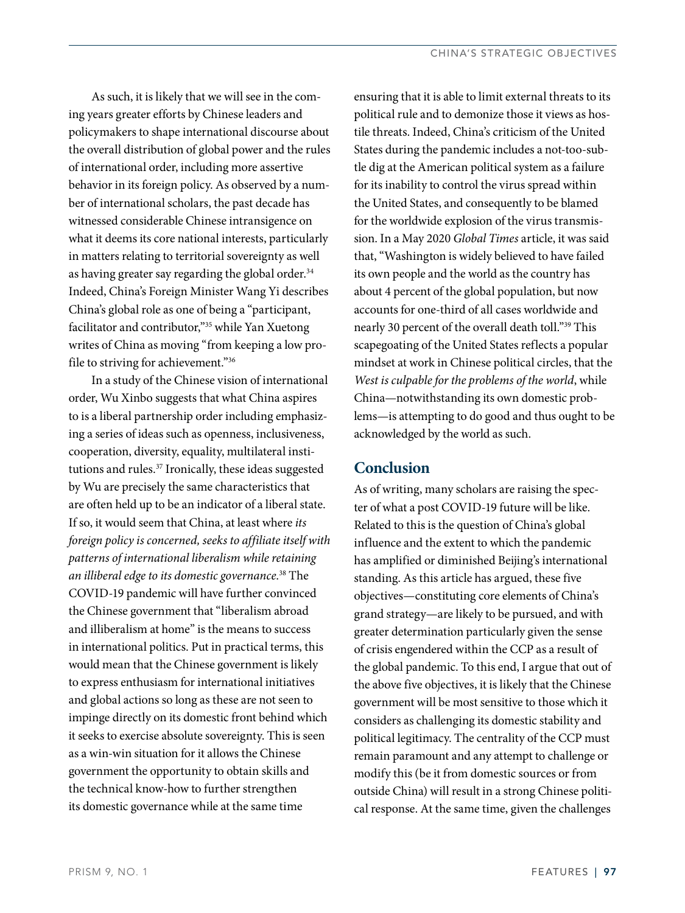As such, it is likely that we will see in the coming years greater efforts by Chinese leaders and policymakers to shape international discourse about the overall distribution of global power and the rules of international order, including more assertive behavior in its foreign policy. As observed by a number of international scholars, the past decade has witnessed considerable Chinese intransigence on what it deems its core national interests, particularly in matters relating to territorial sovereignty as well as having greater say regarding the global order.[34] Indeed, China's Foreign Minister Wang Yi describes China's global role as one of being a "participant, facilitator and contributor,"[35] while Yan Xuetong writes of China as moving "from keeping a low profile to striving for achievement."[36]

In a study of the Chinese vision of international order, Wu Xinbo suggests that what China aspires to is a liberal partnership order including emphasizing a series of ideas such as openness, inclusiveness, cooperation, diversity, equality, multilateral institutions and rules.[37] Ironically, these ideas suggested by Wu are precisely the same characteristics that are often held up to be an indicator of a liberal state. If so, it would seem that China, at least where *its foreign policy is concerned, seeks to affiliate itself with patterns of international liberalism while retaining an illiberal edge to its domestic governance.*[38] The COVID-19 pandemic will have further convinced the Chinese government that "liberalism abroad and illiberalism at home" is the means to success in international politics. Put in practical terms, this would mean that the Chinese government is likely to express enthusiasm for international initiatives and global actions so long as these are not seen to impinge directly on its domestic front behind which it seeks to exercise absolute sovereignty. This is seen as a win-win situation for it allows the Chinese government the opportunity to obtain skills and the technical know-how to further strengthen its domestic governance while at the same time ensuring that it is able to limit external threats to its political rule and to demonize those it views as hostile threats. Indeed, China's criticism of the United States during the pandemic includes a not-too-subtle dig at the American political system as a failure for its inability to control the virus spread within the United States, and consequently to be blamed for the worldwide explosion of the virus transmission. In a May 2020 *Global Times* article, it was said that, "Washington is widely believed to have failed its own people and the world as the country has about 4 percent of the global population, but now accounts for one-third of all cases worldwide and nearly 30 percent of the overall death toll."[39] This scapegoating of the United States reflects a popular mindset at work in Chinese political circles, that the *West is culpable for the problems of the world*, while China—notwithstanding its own domestic problems—is attempting to do good and thus ought to be acknowledged by the world as such.

## Conclusion

As of writing, many scholars are raising the specter of what a post COVID-19 future will be like. Related to this is the question of China's global influence and the extent to which the pandemic has amplified or diminished Beijing's international standing. As this article has argued, these five objectives—constituting core elements of China's grand strategy—are likely to be pursued, and with greater determination particularly given the sense of crisis engendered within the CCP as a result of the global pandemic. To this end, I argue that out of the above five objectives, it is likely that the Chinese government will be most sensitive to those which it considers as challenging its domestic stability and political legitimacy. The centrality of the CCP must remain paramount and any attempt to challenge or modify this (be it from domestic sources or from outside China) will result in a strong Chinese political response. At the same time, given the challenges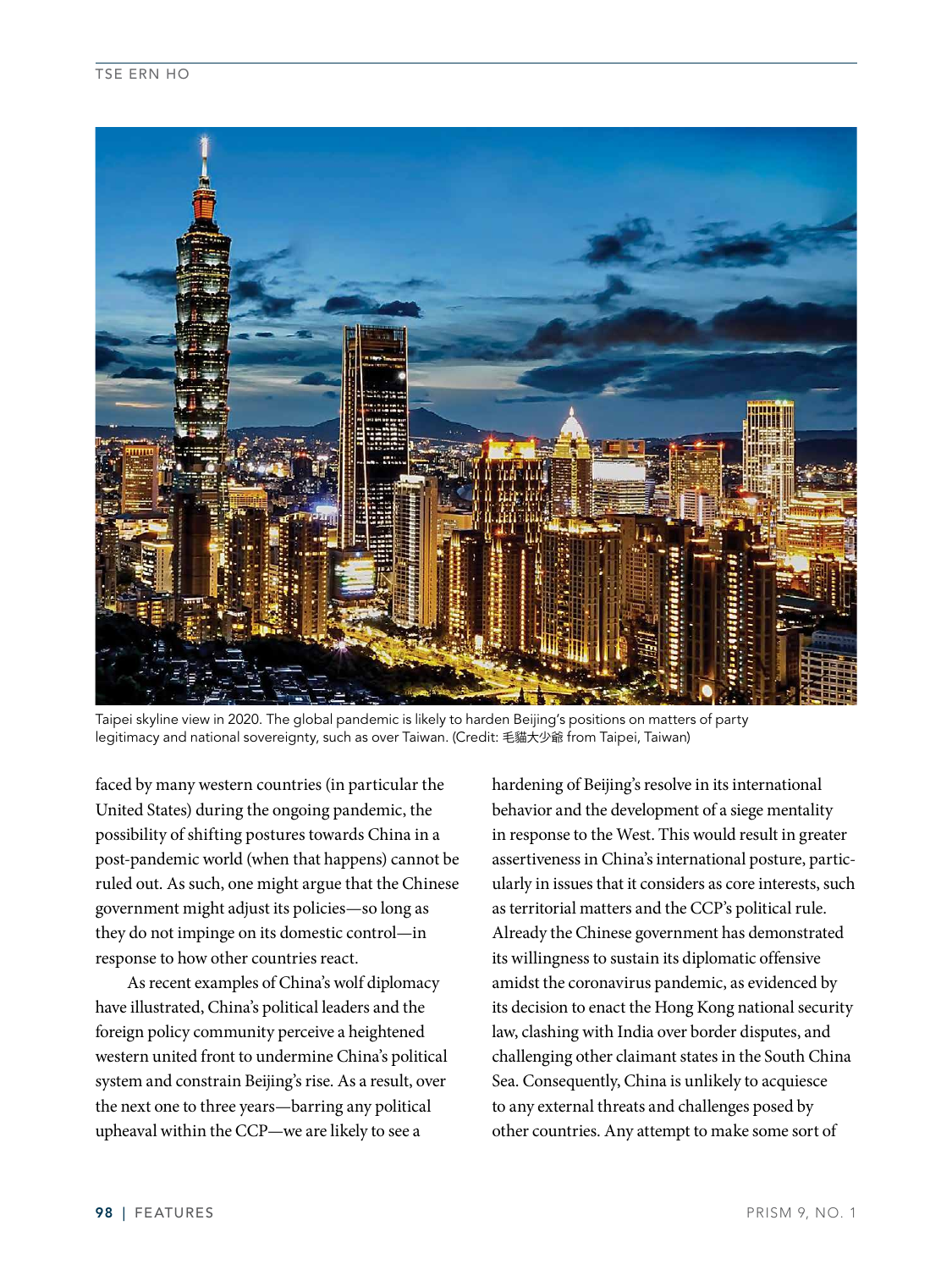Taipei skyline view in 2020. The global pandemic is likely to harden Beijing's positions on matters of party legitimacy and national sovereignty, such as over Taiwan. (Credit: 毛貓大少爺 from Taipei, Taiwan)

faced by many western countries (in particular the United States) during the ongoing pandemic, the possibility of shifting postures towards China in a post-pandemic world (when that happens) cannot be ruled out. As such, one might argue that the Chinese government might adjust its policies—so long as they do not impinge on its domestic control—in response to how other countries react.

As recent examples of China's wolf diplomacy have illustrated, China's political leaders and the foreign policy community perceive a heightened western united front to undermine China's political system and constrain Beijing's rise. As a result, over the next one to three years—barring any political upheaval within the CCP—we are likely to see a hardening of Beijing's resolve in its international behavior and the development of a siege mentality in response to the West. This would result in greater assertiveness in China's international posture, particularly in issues that it considers as core interests, such as territorial matters and the CCP's political rule. Already the Chinese government has demonstrated its willingness to sustain its diplomatic offensive amidst the coronavirus pandemic, as evidenced by its decision to enact the Hong Kong national security law, clashing with India over border disputes, and challenging other claimant states in the South China Sea. Consequently, China is unlikely to acquiesce to any external threats and challenges posed by other countries. Any attempt to make some sort of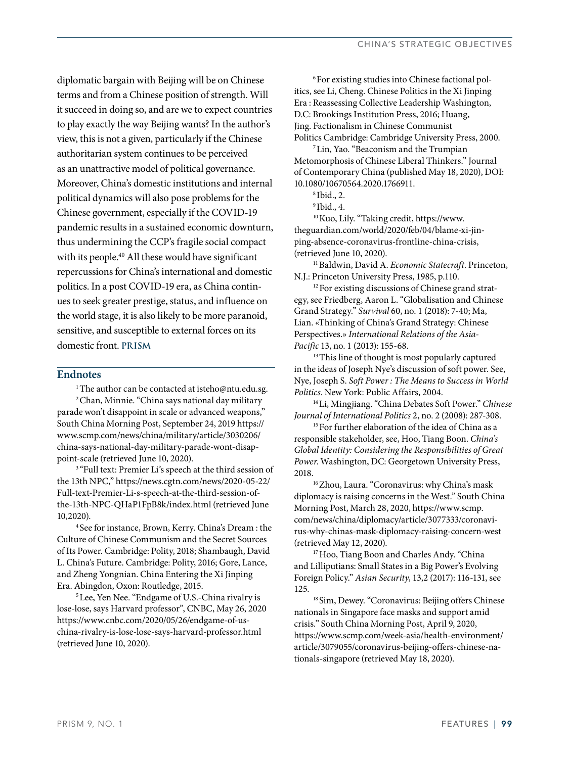diplomatic bargain with Beijing will be on Chinese terms and from a Chinese position of strength. Will it succeed in doing so, and are we to expect countries to play exactly the way Beijing wants? In the author's view, this is not a given, particularly if the Chinese authoritarian system continues to be perceived as an unattractive model of political governance. Moreover, China's domestic institutions and internal political dynamics will also pose problems for the Chinese government, especially if the COVID-19 pandemic results in a sustained economic downturn, thus undermining the CCP's fragile social compact with its people.[40] All these would have significant repercussions for China's international and domestic politics. In a post COVID-19 era, as China continues to seek greater prestige, status, and influence on the world stage, it is also likely to be more paranoid, sensitive, and susceptible to external forces on its domestic front. **PRISM**

## Endnotes

[1] The author can be contacted at isteho@ntu.edu.sg.

[2] Chan, Minnie. "China says national day military parade won't disappoint in scale or advanced weapons," South China Morning Post, September 24, 2019 https://www.scmp.com/news/china/military/article/3030206/china-says-national-day-military-parade-wont-disappoint-scale (retrieved June 10, 2020).

[3] "Full text: Premier Li's speech at the third session of the 13th NPC," https://news.cgtn.com/news/2020-05-22/Full-text-Premier-Li-s-speech-at-the-third-session-of-the-13th-NPC-QHaP1FpB8k/index.html (retrieved June 10,2020).

[4] See for instance, Brown, Kerry. China's Dream : the Culture of Chinese Communism and the Secret Sources of Its Power. Cambridge: Polity, 2018; Shambaugh, David L. China's Future. Cambridge: Polity, 2016; Gore, Lance, and Zheng Yongnian. China Entering the Xi Jinping Era. Abingdon, Oxon: Routledge, 2015.

[5] Lee, Yen Nee. "Endgame of U.S.-China rivalry is lose-lose, says Harvard professor", CNBC, May 26, 2020 https://www.cnbc.com/2020/05/26/endgame-of-us-china-rivalry-is-lose-lose-says-harvard-professor.html (retrieved June 10, 2020).

[6] For existing studies into Chinese factional politics, see Li, Cheng. Chinese Politics in the Xi Jinping Era : Reassessing Collective Leadership Washington, D.C: Brookings Institution Press, 2016; Huang, Jing. Factionalism in Chinese Communist Politics Cambridge: Cambridge University Press, 2000.

[7] Lin, Yao. "Beaconism and the Trumpian Metomorphosis of Chinese Liberal Thinkers." Journal of Contemporary China (published May 18, 2020), DOI: 10.1080/10670564.2020.1766911.

[8] Ibid., 2.

[9] Ibid., 4.

[10] Kuo, Lily. "Taking credit, https://www.theguardian.com/world/2020/feb/04/blame-xi-jinping-absence-coronavirus-frontline-china-crisis, (retrieved June 10, 2020).

[11] Baldwin, David A. *Economic Statecraft*. Princeton, N.J.: Princeton University Press, 1985, p.110.

[12] For existing discussions of Chinese grand strategy, see Friedberg, Aaron L. "Globalisation and Chinese Grand Strategy." *Survival* 60, no. 1 (2018): 7-40; Ma, Lian. «Thinking of China's Grand Strategy: Chinese Perspectives.» *International Relations of the Asia-Pacific* 13, no. 1 (2013): 155-68.

[13] This line of thought is most popularly captured in the ideas of Joseph Nye's discussion of soft power. See, Nye, Joseph S. *Soft Power : The Means to Success in World Politics*. New York: Public Affairs, 2004.

[14] Li, Mingjiang. "China Debates Soft Power." *Chinese Journal of International Politics* 2, no. 2 (2008): 287-308.

[15] For further elaboration of the idea of China as a responsible stakeholder, see, Hoo, Tiang Boon. *China's Global Identity: Considering the Responsibilities of Great Power*. Washington, DC: Georgetown University Press, 2018.

[16] Zhou, Laura. "Coronavirus: why China's mask diplomacy is raising concerns in the West." South China Morning Post, March 28, 2020, https://www.scmp.com/news/china/diplomacy/article/3077333/coronavirus-why-chinas-mask-diplomacy-raising-concern-west (retrieved May 12, 2020).

[17] Hoo, Tiang Boon and Charles Andy. "China and Lilliputians: Small States in a Big Power's Evolving Foreign Policy." *Asian Security*, 13,2 (2017): 116-131, see 125.

[18] Sim, Dewey. "Coronavirus: Beijing offers Chinese nationals in Singapore face masks and support amid crisis." South China Morning Post, April 9, 2020, https://www.scmp.com/week-asia/health-environment/article/3079055/coronavirus-beijing-offers-chinese-nationals-singapore (retrieved May 18, 2020).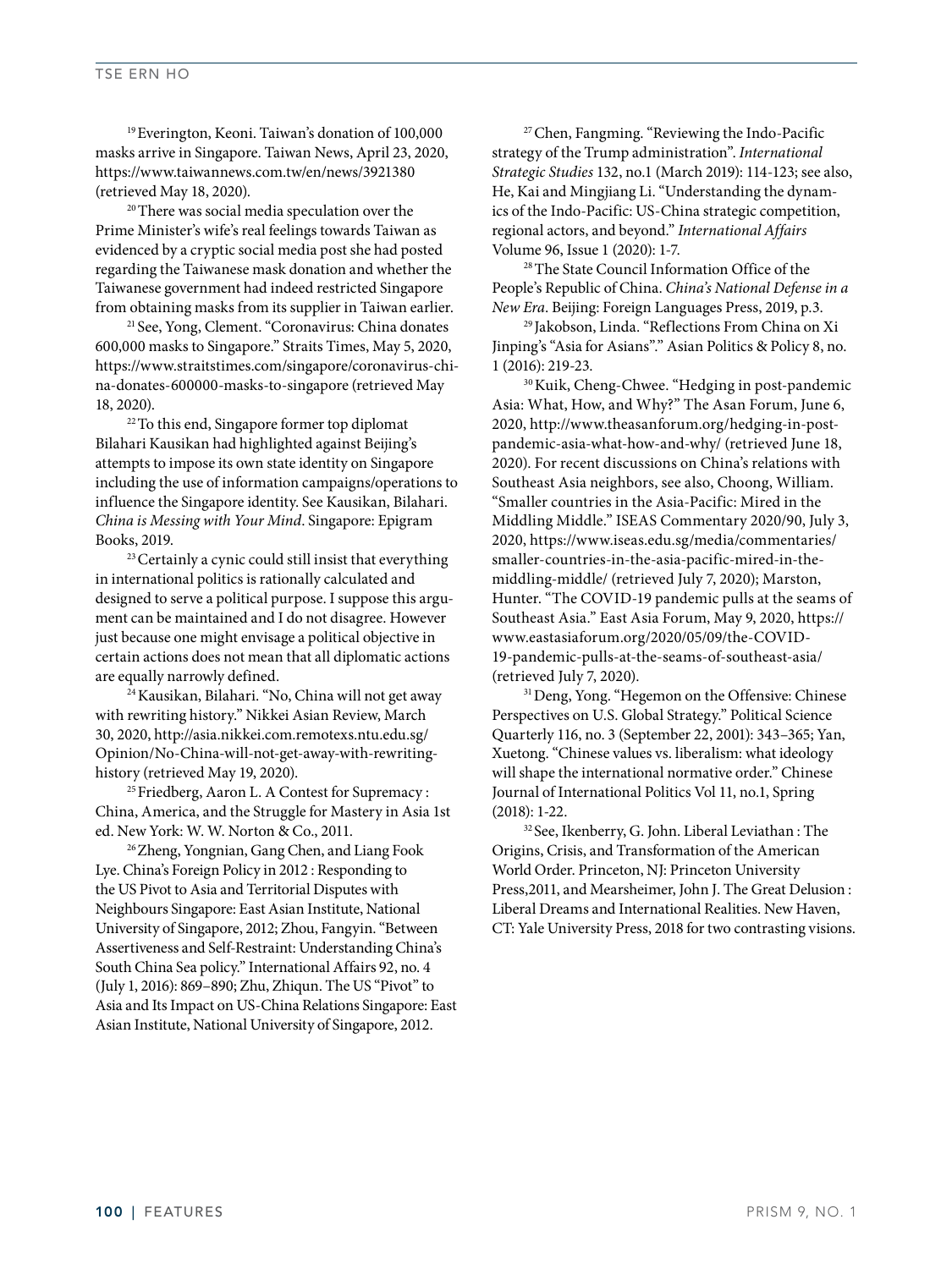[19] Everington, Keoni. Taiwan's donation of 100,000 masks arrive in Singapore. Taiwan News, April 23, 2020, https://www.taiwannews.com.tw/en/news/3921380 (retrieved May 18, 2020).

[20] There was social media speculation over the Prime Minister's wife's real feelings towards Taiwan as evidenced by a cryptic social media post she had posted regarding the Taiwanese mask donation and whether the Taiwanese government had indeed restricted Singapore from obtaining masks from its supplier in Taiwan earlier.

[21] See, Yong, Clement. "Coronavirus: China donates 600,000 masks to Singapore." Straits Times, May 5, 2020, https://www.straitstimes.com/singapore/coronavirus-china-donates-600000-masks-to-singapore (retrieved May 18, 2020).

[22] To this end, Singapore former top diplomat Bilahari Kausikan had highlighted against Beijing's attempts to impose its own state identity on Singapore including the use of information campaigns/operations to influence the Singapore identity. See Kausikan, Bilahari. *China is Messing with Your Mind*. Singapore: Epigram Books, 2019.

[23] Certainly a cynic could still insist that everything in international politics is rationally calculated and designed to serve a political purpose. I suppose this argument can be maintained and I do not disagree. However just because one might envisage a political objective in certain actions does not mean that all diplomatic actions are equally narrowly defined.

[24] Kausikan, Bilahari. "No, China will not get away with rewriting history." Nikkei Asian Review, March 30, 2020, http://asia.nikkei.com.remotexs.ntu.edu.sg/Opinion/No-China-will-not-get-away-with-rewriting-history (retrieved May 19, 2020).

[25] Friedberg, Aaron L. A Contest for Supremacy : China, America, and the Struggle for Mastery in Asia 1st ed. New York: W. W. Norton & Co., 2011.

[26] Zheng, Yongnian, Gang Chen, and Liang Fook Lye. China's Foreign Policy in 2012 : Responding to the US Pivot to Asia and Territorial Disputes with Neighbours Singapore: East Asian Institute, National University of Singapore, 2012; Zhou, Fangyin. "Between Assertiveness and Self-Restraint: Understanding China's South China Sea policy." International Affairs 92, no. 4 (July 1, 2016): 869–890; Zhu, Zhiqun. The US "Pivot" to Asia and Its Impact on US-China Relations Singapore: East Asian Institute, National University of Singapore, 2012.

[27] Chen, Fangming. "Reviewing the Indo-Pacific strategy of the Trump administration". *International Strategic Studies* 132, no.1 (March 2019): 114-123; see also, He, Kai and Mingjiang Li. "Understanding the dynamics of the Indo-Pacific: US-China strategic competition, regional actors, and beyond." *International Affairs* Volume 96, Issue 1 (2020): 1-7.

[28] The State Council Information Office of the People's Republic of China. *China's National Defense in a New Era*. Beijing: Foreign Languages Press, 2019, p.3.

[29] Jakobson, Linda. "Reflections From China on Xi Jinping's "Asia for Asians"." Asian Politics & Policy 8, no. 1 (2016): 219-23.

[30] Kuik, Cheng-Chwee. "Hedging in post-pandemic Asia: What, How, and Why?" The Asan Forum, June 6, 2020, http://www.theasanforum.org/hedging-in-post-pandemic-asia-what-how-and-why/ (retrieved June 18, 2020). For recent discussions on China's relations with Southeast Asia neighbors, see also, Choong, William. "Smaller countries in the Asia-Pacific: Mired in the Middling Middle." ISEAS Commentary 2020/90, July 3, 2020, https://www.iseas.edu.sg/media/commentaries/smaller-countries-in-the-asia-pacific-mired-in-the-middling-middle/ (retrieved July 7, 2020); Marston, Hunter. "The COVID-19 pandemic pulls at the seams of Southeast Asia." East Asia Forum, May 9, 2020, https://www.eastasiaforum.org/2020/05/09/the-COVID-19-pandemic-pulls-at-the-seams-of-southeast-asia/ (retrieved July 7, 2020).

[31] Deng, Yong. "Hegemon on the Offensive: Chinese Perspectives on U.S. Global Strategy." Political Science Quarterly 116, no. 3 (September 22, 2001): 343–365; Yan, Xuetong. "Chinese values vs. liberalism: what ideology will shape the international normative order." Chinese Journal of International Politics Vol 11, no.1, Spring (2018): 1-22.

[32] See, Ikenberry, G. John. Liberal Leviathan : The Origins, Crisis, and Transformation of the American World Order. Princeton, NJ: Princeton University Press,2011, and Mearsheimer, John J. The Great Delusion : Liberal Dreams and International Realities. New Haven, CT: Yale University Press, 2018 for two contrasting visions.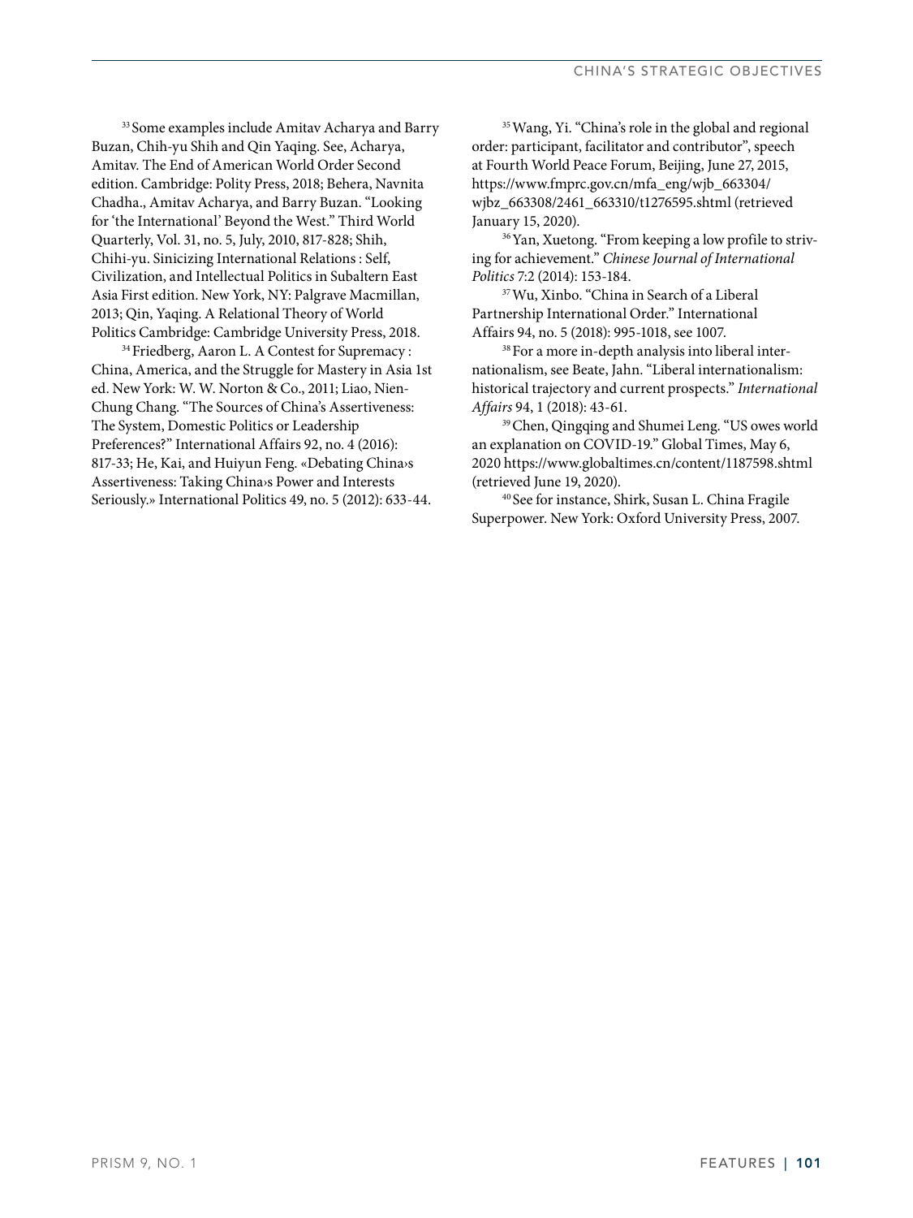[33] Some examples include Amitav Acharya and Barry Buzan, Chih-yu Shih and Qin Yaqing. See, Acharya, Amitav. The End of American World Order Second edition. Cambridge: Polity Press, 2018; Behera, Navnita Chadha., Amitav Acharya, and Barry Buzan. "Looking for 'the International' Beyond the West." Third World Quarterly, Vol. 31, no. 5, July, 2010, 817-828; Shih, Chihi-yu. Sinicizing International Relations : Self, Civilization, and Intellectual Politics in Subaltern East Asia First edition. New York, NY: Palgrave Macmillan, 2013; Qin, Yaqing. A Relational Theory of World Politics Cambridge: Cambridge University Press, 2018.

[34] Friedberg, Aaron L. A Contest for Supremacy : China, America, and the Struggle for Mastery in Asia 1st ed. New York: W. W. Norton & Co., 2011; Liao, Nien-Chung Chang. "The Sources of China's Assertiveness: The System, Domestic Politics or Leadership Preferences?" International Affairs 92, no. 4 (2016): 817-33; He, Kai, and Huiyun Feng. «Debating China›s Assertiveness: Taking China›s Power and Interests Seriously.» International Politics 49, no. 5 (2012): 633-44.

[35] Wang, Yi. "China's role in the global and regional order: participant, facilitator and contributor", speech at Fourth World Peace Forum, Beijing, June 27, 2015, https://www.fmprc.gov.cn/mfa_eng/wjb_663304/wjbz_663308/2461_663310/t1276595.shtml (retrieved January 15, 2020).

[36] Yan, Xuetong. "From keeping a low profile to striving for achievement." *Chinese Journal of International Politics* 7:2 (2014): 153-184.

[37] Wu, Xinbo. "China in Search of a Liberal Partnership International Order." International Affairs 94, no. 5 (2018): 995-1018, see 1007.

[38] For a more in-depth analysis into liberal internationalism, see Beate, Jahn. "Liberal internationalism: historical trajectory and current prospects." *International Affairs* 94, 1 (2018): 43-61.

[39] Chen, Qingqing and Shumei Leng. "US owes world an explanation on COVID-19." Global Times, May 6, 2020 https://www.globaltimes.cn/content/1187598.shtml (retrieved June 19, 2020).

[40] See for instance, Shirk, Susan L. China Fragile Superpower. New York: Oxford University Press, 2007.